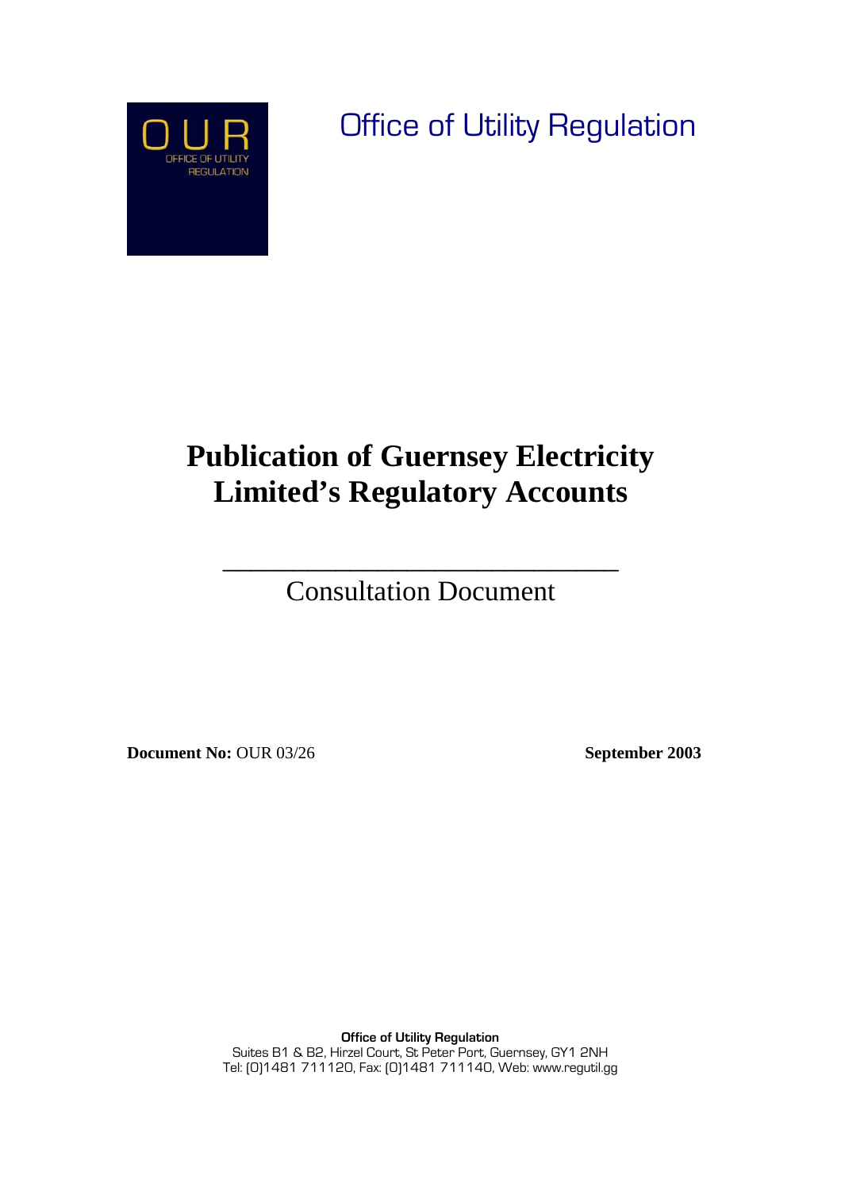OUR

OFFICE OF UTILITY REGULATION

Office of Utility Regulation

# Publication of Guernsey Electricity Limited's Regulatory Accounts

---

Consultation Document

**Document No:** OUR 03/26 **September 2003**

**Office of Utility Regulation**
Suites B1 & B2, Hirzel Court, St Peter Port, Guernsey, GY1 2NH
Tel: (0)1481 711120, Fax: (0)1481 711140, Web: www.regutil.gg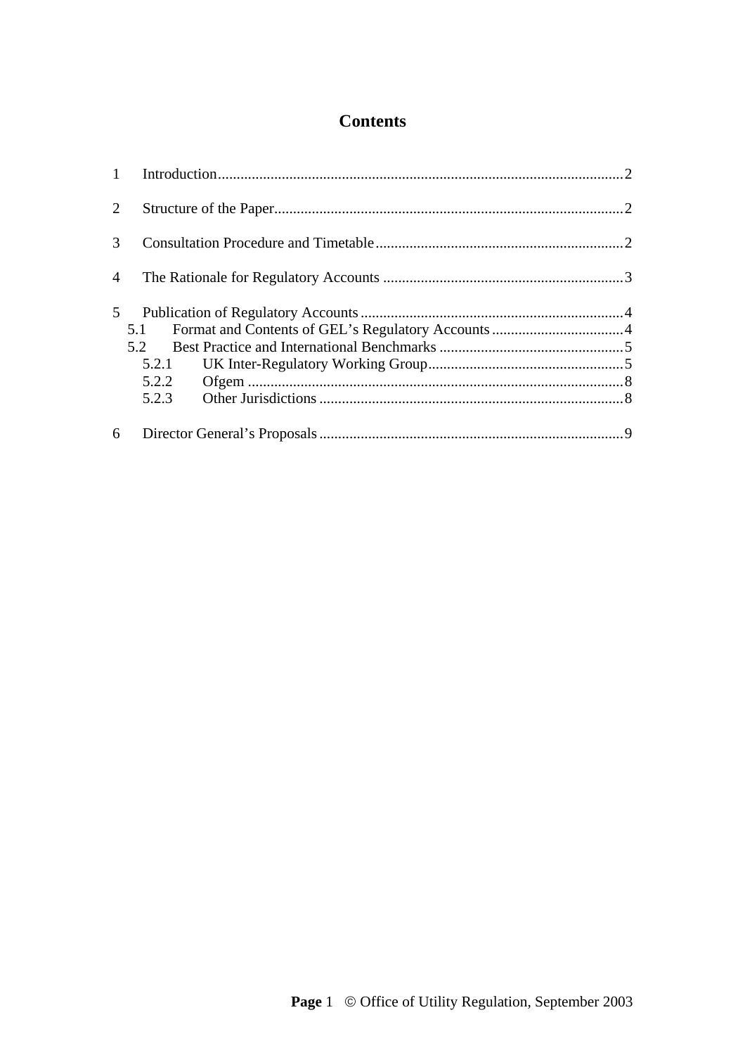# Contents

1 Introduction ........................................................................................................ 2

2 Structure of the Paper ........................................................................................ 2

3 Consultation Procedure and Timetable .............................................................. 2

4 The Rationale for Regulatory Accounts ............................................................ 3

5 Publication of Regulatory Accounts .................................................................. 4
- 5.1 Format and Contents of GEL's Regulatory Accounts ................................ 4
- 5.2 Best Practice and International Benchmarks .............................................. 5
  - 5.2.1 UK Inter-Regulatory Working Group ................................................. 5
  - 5.2.2 Ofgem ................................................................................................. 8
  - 5.2.3 Other Jurisdictions .............................................................................. 8

6 Director General's Proposals .............................................................................. 9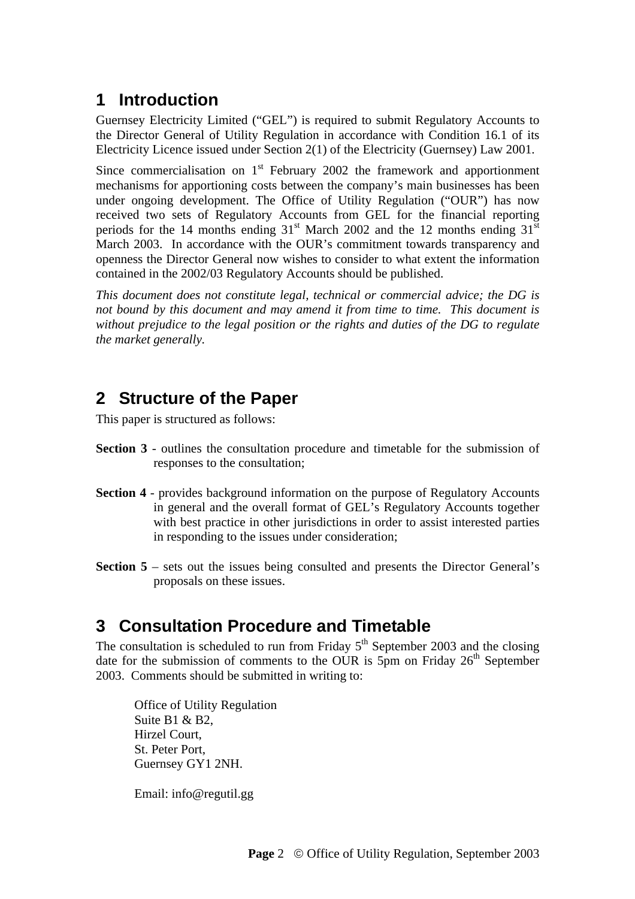# 1 Introduction

Guernsey Electricity Limited ("GEL") is required to submit Regulatory Accounts to the Director General of Utility Regulation in accordance with Condition 16.1 of its Electricity Licence issued under Section 2(1) of the Electricity (Guernsey) Law 2001.

Since commercialisation on 1st February 2002 the framework and apportionment mechanisms for apportioning costs between the company's main businesses has been under ongoing development. The Office of Utility Regulation ("OUR") has now received two sets of Regulatory Accounts from GEL for the financial reporting periods for the 14 months ending 31st March 2002 and the 12 months ending 31st March 2003. In accordance with the OUR's commitment towards transparency and openness the Director General now wishes to consider to what extent the information contained in the 2002/03 Regulatory Accounts should be published.

*This document does not constitute legal, technical or commercial advice; the DG is not bound by this document and may amend it from time to time. This document is without prejudice to the legal position or the rights and duties of the DG to regulate the market generally.*

# 2 Structure of the Paper

This paper is structured as follows:

**Section 3** - outlines the consultation procedure and timetable for the submission of responses to the consultation;

**Section 4** - provides background information on the purpose of Regulatory Accounts in general and the overall format of GEL's Regulatory Accounts together with best practice in other jurisdictions in order to assist interested parties in responding to the issues under consideration;

**Section 5** – sets out the issues being consulted and presents the Director General's proposals on these issues.

# 3 Consultation Procedure and Timetable

The consultation is scheduled to run from Friday 5th September 2003 and the closing date for the submission of comments to the OUR is 5pm on Friday 26th September 2003. Comments should be submitted in writing to:

Office of Utility Regulation
Suite B1 & B2,
Hirzel Court,
St. Peter Port,
Guernsey GY1 2NH.

Email: info@regutil.gg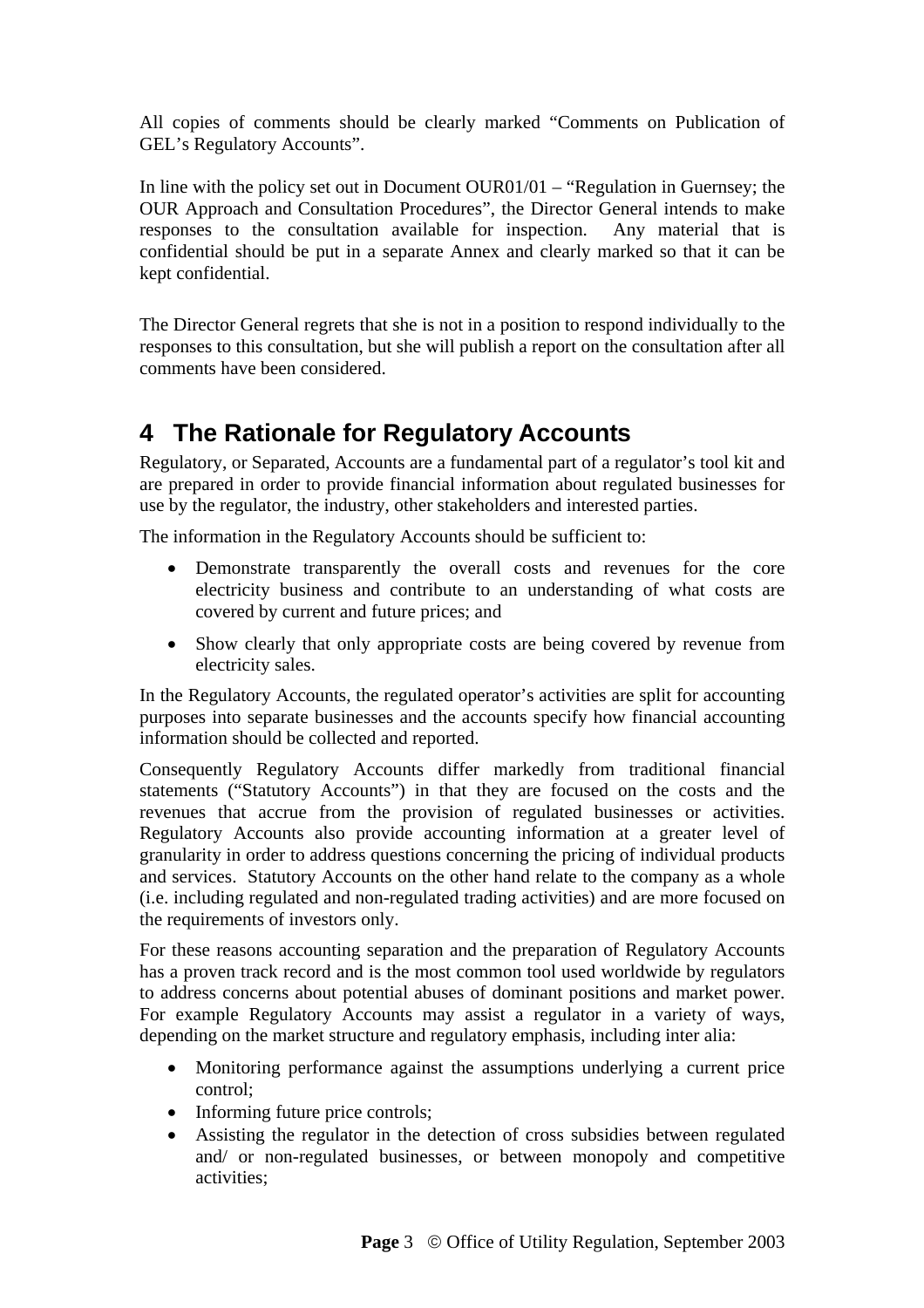All copies of comments should be clearly marked "Comments on Publication of GEL's Regulatory Accounts".

In line with the policy set out in Document OUR01/01 – "Regulation in Guernsey; the OUR Approach and Consultation Procedures", the Director General intends to make responses to the consultation available for inspection. Any material that is confidential should be put in a separate Annex and clearly marked so that it can be kept confidential.

The Director General regrets that she is not in a position to respond individually to the responses to this consultation, but she will publish a report on the consultation after all comments have been considered.

# 4 The Rationale for Regulatory Accounts

Regulatory, or Separated, Accounts are a fundamental part of a regulator's tool kit and are prepared in order to provide financial information about regulated businesses for use by the regulator, the industry, other stakeholders and interested parties.

The information in the Regulatory Accounts should be sufficient to:

- Demonstrate transparently the overall costs and revenues for the core electricity business and contribute to an understanding of what costs are covered by current and future prices; and
- Show clearly that only appropriate costs are being covered by revenue from electricity sales.

In the Regulatory Accounts, the regulated operator's activities are split for accounting purposes into separate businesses and the accounts specify how financial accounting information should be collected and reported.

Consequently Regulatory Accounts differ markedly from traditional financial statements ("Statutory Accounts") in that they are focused on the costs and the revenues that accrue from the provision of regulated businesses or activities. Regulatory Accounts also provide accounting information at a greater level of granularity in order to address questions concerning the pricing of individual products and services. Statutory Accounts on the other hand relate to the company as a whole (i.e. including regulated and non-regulated trading activities) and are more focused on the requirements of investors only.

For these reasons accounting separation and the preparation of Regulatory Accounts has a proven track record and is the most common tool used worldwide by regulators to address concerns about potential abuses of dominant positions and market power. For example Regulatory Accounts may assist a regulator in a variety of ways, depending on the market structure and regulatory emphasis, including inter alia:

- Monitoring performance against the assumptions underlying a current price control;
- Informing future price controls;
- Assisting the regulator in the detection of cross subsidies between regulated and/ or non-regulated businesses, or between monopoly and competitive activities;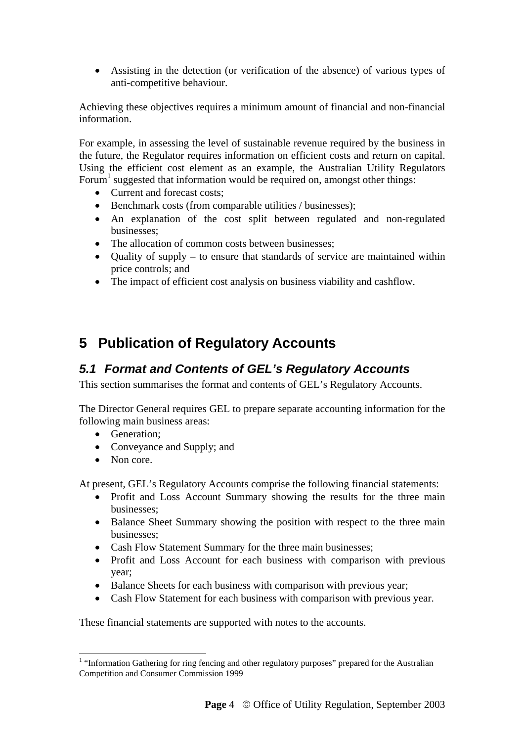- Assisting in the detection (or verification of the absence) of various types of anti-competitive behaviour.

Achieving these objectives requires a minimum amount of financial and non-financial information.

For example, in assessing the level of sustainable revenue required by the business in the future, the Regulator requires information on efficient costs and return on capital. Using the efficient cost element as an example, the Australian Utility Regulators Forum[1] suggested that information would be required on, amongst other things:

- Current and forecast costs;
- Benchmark costs (from comparable utilities / businesses);
- An explanation of the cost split between regulated and non-regulated businesses;
- The allocation of common costs between businesses;
- Quality of supply – to ensure that standards of service are maintained within price controls; and
- The impact of efficient cost analysis on business viability and cashflow.

# 5 Publication of Regulatory Accounts

## *5.1 Format and Contents of GEL's Regulatory Accounts*

This section summarises the format and contents of GEL's Regulatory Accounts.

The Director General requires GEL to prepare separate accounting information for the following main business areas:

- Generation;
- Conveyance and Supply; and
- Non core.

At present, GEL's Regulatory Accounts comprise the following financial statements:

- Profit and Loss Account Summary showing the results for the three main businesses;
- Balance Sheet Summary showing the position with respect to the three main businesses;
- Cash Flow Statement Summary for the three main businesses;
- Profit and Loss Account for each business with comparison with previous year;
- Balance Sheets for each business with comparison with previous year;
- Cash Flow Statement for each business with comparison with previous year.

These financial statements are supported with notes to the accounts.

[1] "Information Gathering for ring fencing and other regulatory purposes" prepared for the Australian Competition and Consumer Commission 1999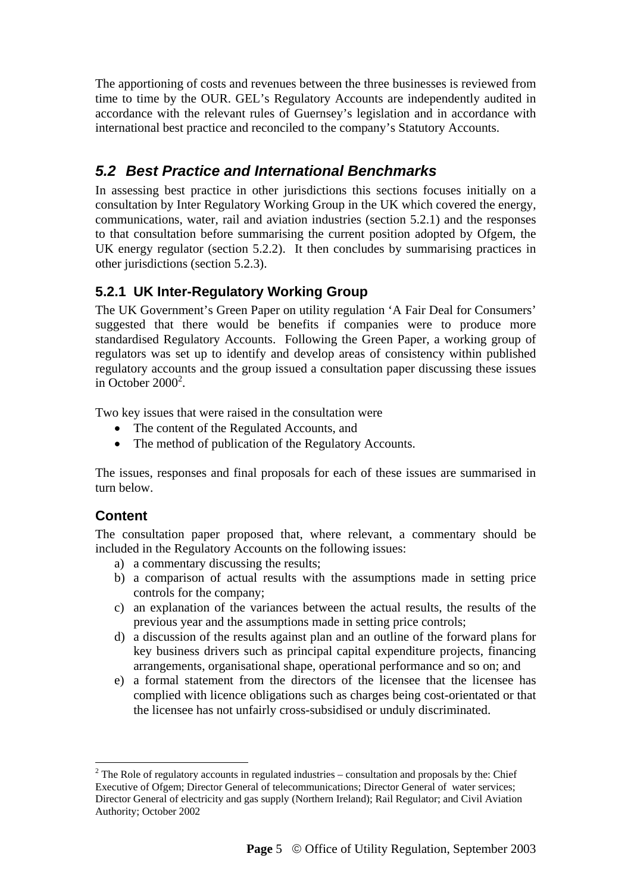The apportioning of costs and revenues between the three businesses is reviewed from time to time by the OUR. GEL's Regulatory Accounts are independently audited in accordance with the relevant rules of Guernsey's legislation and in accordance with international best practice and reconciled to the company's Statutory Accounts.

## *5.2 Best Practice and International Benchmarks*

In assessing best practice in other jurisdictions this sections focuses initially on a consultation by Inter Regulatory Working Group in the UK which covered the energy, communications, water, rail and aviation industries (section 5.2.1) and the responses to that consultation before summarising the current position adopted by Ofgem, the UK energy regulator (section 5.2.2). It then concludes by summarising practices in other jurisdictions (section 5.2.3).

### 5.2.1 UK Inter-Regulatory Working Group

The UK Government's Green Paper on utility regulation 'A Fair Deal for Consumers' suggested that there would be benefits if companies were to produce more standardised Regulatory Accounts. Following the Green Paper, a working group of regulators was set up to identify and develop areas of consistency within published regulatory accounts and the group issued a consultation paper discussing these issues in October 2000[2].

Two key issues that were raised in the consultation were

- The content of the Regulated Accounts, and
- The method of publication of the Regulatory Accounts.

The issues, responses and final proposals for each of these issues are summarised in turn below.

### Content

The consultation paper proposed that, where relevant, a commentary should be included in the Regulatory Accounts on the following issues:

a) a commentary discussing the results;
b) a comparison of actual results with the assumptions made in setting price controls for the company;
c) an explanation of the variances between the actual results, the results of the previous year and the assumptions made in setting price controls;
d) a discussion of the results against plan and an outline of the forward plans for key business drivers such as principal capital expenditure projects, financing arrangements, organisational shape, operational performance and so on; and
e) a formal statement from the directors of the licensee that the licensee has complied with licence obligations such as charges being cost-orientated or that the licensee has not unfairly cross-subsidised or unduly discriminated.

---

[2] The Role of regulatory accounts in regulated industries – consultation and proposals by the: Chief Executive of Ofgem; Director General of telecommunications; Director General of water services; Director General of electricity and gas supply (Northern Ireland); Rail Regulator; and Civil Aviation Authority; October 2002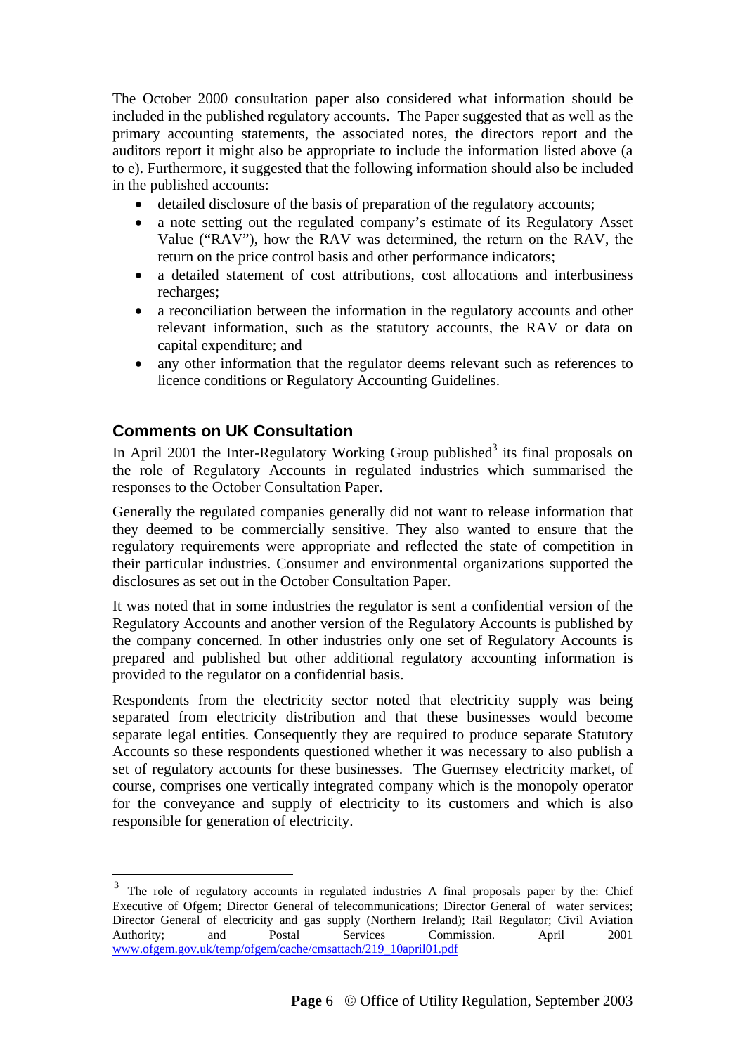The October 2000 consultation paper also considered what information should be included in the published regulatory accounts. The Paper suggested that as well as the primary accounting statements, the associated notes, the directors report and the auditors report it might also be appropriate to include the information listed above (a to e). Furthermore, it suggested that the following information should also be included in the published accounts:

- detailed disclosure of the basis of preparation of the regulatory accounts;
- a note setting out the regulated company's estimate of its Regulatory Asset Value ("RAV"), how the RAV was determined, the return on the RAV, the return on the price control basis and other performance indicators;
- a detailed statement of cost attributions, cost allocations and interbusiness recharges;
- a reconciliation between the information in the regulatory accounts and other relevant information, such as the statutory accounts, the RAV or data on capital expenditure; and
- any other information that the regulator deems relevant such as references to licence conditions or Regulatory Accounting Guidelines.

## Comments on UK Consultation

In April 2001 the Inter-Regulatory Working Group published[3] its final proposals on the role of Regulatory Accounts in regulated industries which summarised the responses to the October Consultation Paper.

Generally the regulated companies generally did not want to release information that they deemed to be commercially sensitive. They also wanted to ensure that the regulatory requirements were appropriate and reflected the state of competition in their particular industries. Consumer and environmental organizations supported the disclosures as set out in the October Consultation Paper.

It was noted that in some industries the regulator is sent a confidential version of the Regulatory Accounts and another version of the Regulatory Accounts is published by the company concerned. In other industries only one set of Regulatory Accounts is prepared and published but other additional regulatory accounting information is provided to the regulator on a confidential basis.

Respondents from the electricity sector noted that electricity supply was being separated from electricity distribution and that these businesses would become separate legal entities. Consequently they are required to produce separate Statutory Accounts so these respondents questioned whether it was necessary to also publish a set of regulatory accounts for these businesses. The Guernsey electricity market, of course, comprises one vertically integrated company which is the monopoly operator for the conveyance and supply of electricity to its customers and which is also responsible for generation of electricity.

---

[3] The role of regulatory accounts in regulated industries A final proposals paper by the: Chief Executive of Ofgem; Director General of telecommunications; Director General of water services; Director General of electricity and gas supply (Northern Ireland); Rail Regulator; Civil Aviation Authority; and Postal Services Commission. April 2001 www.ofgem.gov.uk/temp/ofgem/cache/cmsattach/219_10april01.pdf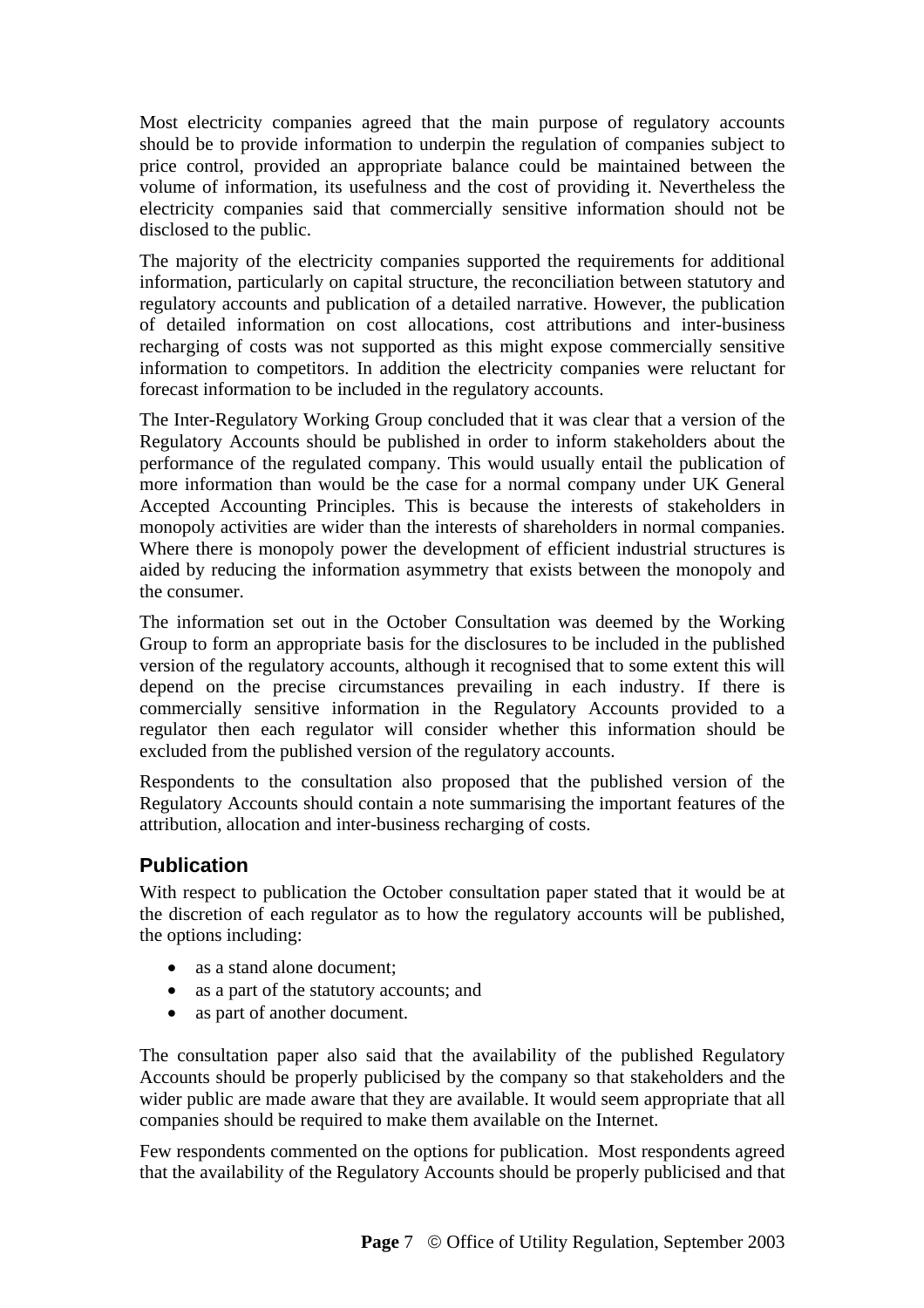Most electricity companies agreed that the main purpose of regulatory accounts should be to provide information to underpin the regulation of companies subject to price control, provided an appropriate balance could be maintained between the volume of information, its usefulness and the cost of providing it. Nevertheless the electricity companies said that commercially sensitive information should not be disclosed to the public.

The majority of the electricity companies supported the requirements for additional information, particularly on capital structure, the reconciliation between statutory and regulatory accounts and publication of a detailed narrative. However, the publication of detailed information on cost allocations, cost attributions and inter-business recharging of costs was not supported as this might expose commercially sensitive information to competitors. In addition the electricity companies were reluctant for forecast information to be included in the regulatory accounts.

The Inter-Regulatory Working Group concluded that it was clear that a version of the Regulatory Accounts should be published in order to inform stakeholders about the performance of the regulated company. This would usually entail the publication of more information than would be the case for a normal company under UK General Accepted Accounting Principles. This is because the interests of stakeholders in monopoly activities are wider than the interests of shareholders in normal companies. Where there is monopoly power the development of efficient industrial structures is aided by reducing the information asymmetry that exists between the monopoly and the consumer.

The information set out in the October Consultation was deemed by the Working Group to form an appropriate basis for the disclosures to be included in the published version of the regulatory accounts, although it recognised that to some extent this will depend on the precise circumstances prevailing in each industry. If there is commercially sensitive information in the Regulatory Accounts provided to a regulator then each regulator will consider whether this information should be excluded from the published version of the regulatory accounts.

Respondents to the consultation also proposed that the published version of the Regulatory Accounts should contain a note summarising the important features of the attribution, allocation and inter-business recharging of costs.

## Publication

With respect to publication the October consultation paper stated that it would be at the discretion of each regulator as to how the regulatory accounts will be published, the options including:

- as a stand alone document;
- as a part of the statutory accounts; and
- as part of another document.

The consultation paper also said that the availability of the published Regulatory Accounts should be properly publicised by the company so that stakeholders and the wider public are made aware that they are available. It would seem appropriate that all companies should be required to make them available on the Internet.

Few respondents commented on the options for publication. Most respondents agreed that the availability of the Regulatory Accounts should be properly publicised and that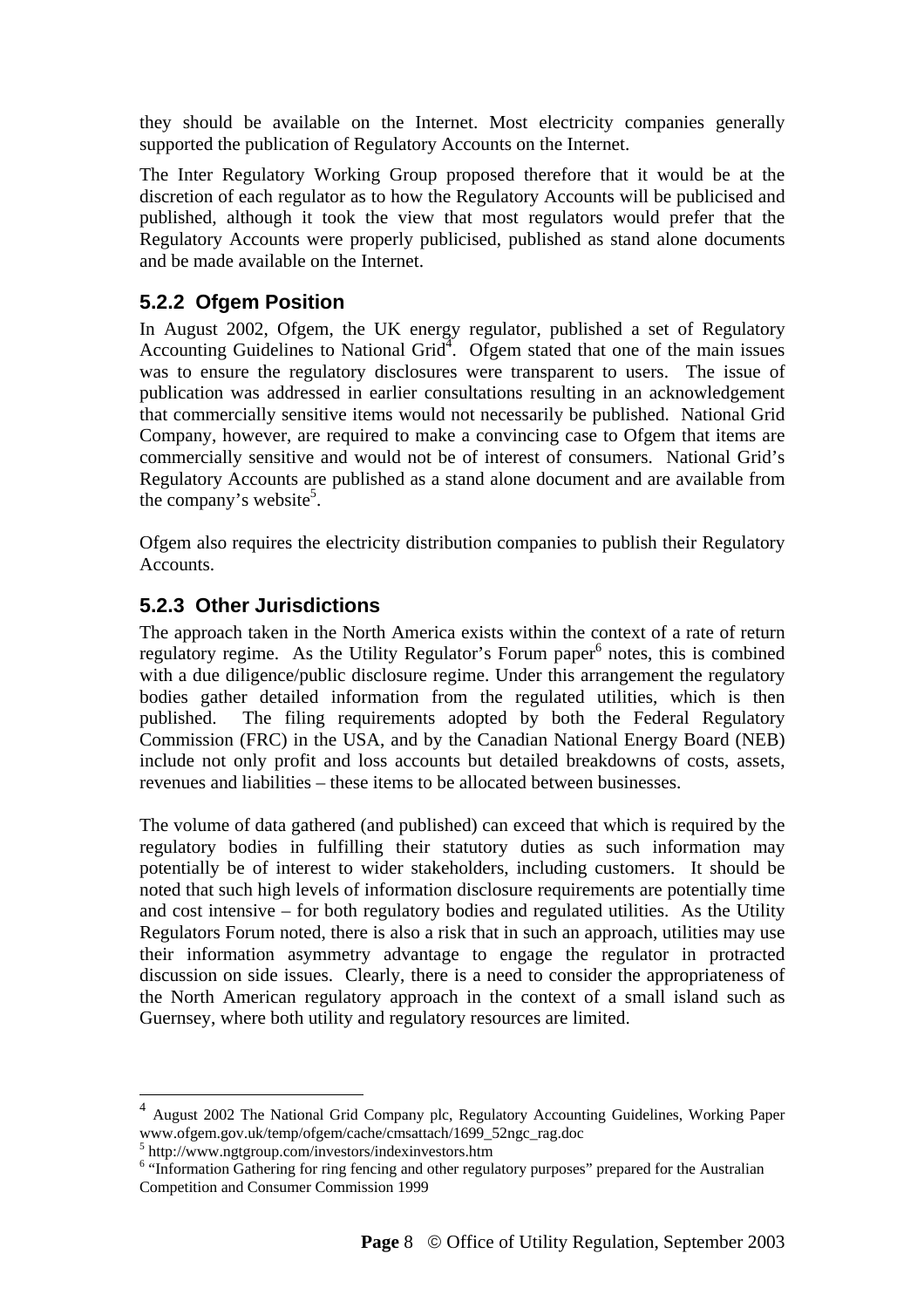they should be available on the Internet. Most electricity companies generally supported the publication of Regulatory Accounts on the Internet.

The Inter Regulatory Working Group proposed therefore that it would be at the discretion of each regulator as to how the Regulatory Accounts will be publicised and published, although it took the view that most regulators would prefer that the Regulatory Accounts were properly publicised, published as stand alone documents and be made available on the Internet.

### 5.2.2 Ofgem Position

In August 2002, Ofgem, the UK energy regulator, published a set of Regulatory Accounting Guidelines to National Grid[4]. Ofgem stated that one of the main issues was to ensure the regulatory disclosures were transparent to users. The issue of publication was addressed in earlier consultations resulting in an acknowledgement that commercially sensitive items would not necessarily be published. National Grid Company, however, are required to make a convincing case to Ofgem that items are commercially sensitive and would not be of interest of consumers. National Grid's Regulatory Accounts are published as a stand alone document and are available from the company's website[5].

Ofgem also requires the electricity distribution companies to publish their Regulatory Accounts.

### 5.2.3 Other Jurisdictions

The approach taken in the North America exists within the context of a rate of return regulatory regime. As the Utility Regulator's Forum paper[6] notes, this is combined with a due diligence/public disclosure regime. Under this arrangement the regulatory bodies gather detailed information from the regulated utilities, which is then published. The filing requirements adopted by both the Federal Regulatory Commission (FRC) in the USA, and by the Canadian National Energy Board (NEB) include not only profit and loss accounts but detailed breakdowns of costs, assets, revenues and liabilities – these items to be allocated between businesses.

The volume of data gathered (and published) can exceed that which is required by the regulatory bodies in fulfilling their statutory duties as such information may potentially be of interest to wider stakeholders, including customers. It should be noted that such high levels of information disclosure requirements are potentially time and cost intensive – for both regulatory bodies and regulated utilities. As the Utility Regulators Forum noted, there is also a risk that in such an approach, utilities may use their information asymmetry advantage to engage the regulator in protracted discussion on side issues. Clearly, there is a need to consider the appropriateness of the North American regulatory approach in the context of a small island such as Guernsey, where both utility and regulatory resources are limited.

---

[4] August 2002 The National Grid Company plc, Regulatory Accounting Guidelines, Working Paper www.ofgem.gov.uk/temp/ofgem/cache/cmsattach/1699_52ngc_rag.doc

[5] http://www.ngtgroup.com/investors/indexinvestors.htm

[6] "Information Gathering for ring fencing and other regulatory purposes" prepared for the Australian Competition and Consumer Commission 1999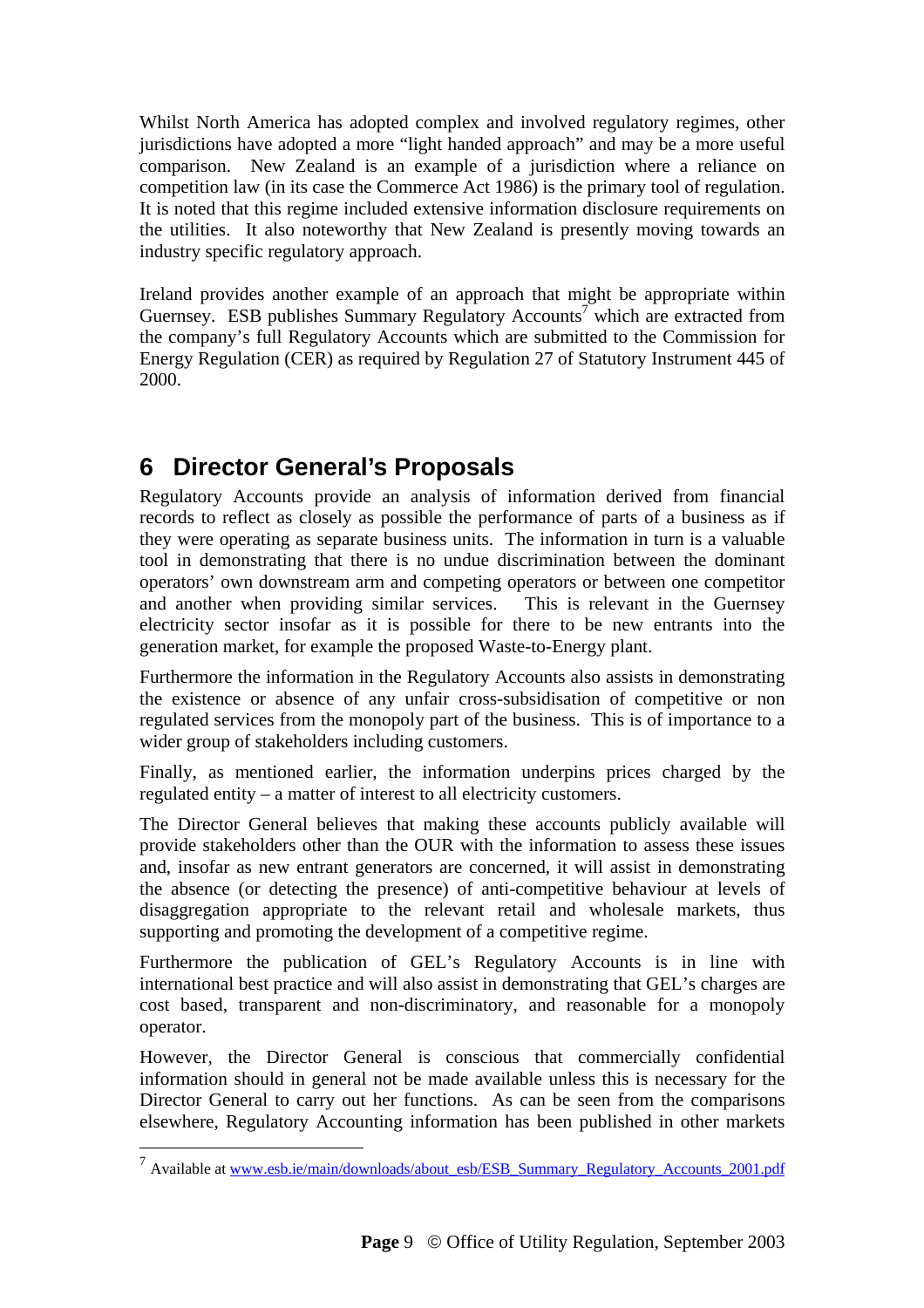Whilst North America has adopted complex and involved regulatory regimes, other jurisdictions have adopted a more "light handed approach" and may be a more useful comparison. New Zealand is an example of a jurisdiction where a reliance on competition law (in its case the Commerce Act 1986) is the primary tool of regulation. It is noted that this regime included extensive information disclosure requirements on the utilities. It also noteworthy that New Zealand is presently moving towards an industry specific regulatory approach.

Ireland provides another example of an approach that might be appropriate within Guernsey. ESB publishes Summary Regulatory Accounts[7] which are extracted from the company's full Regulatory Accounts which are submitted to the Commission for Energy Regulation (CER) as required by Regulation 27 of Statutory Instrument 445 of 2000.

# 6 Director General's Proposals

Regulatory Accounts provide an analysis of information derived from financial records to reflect as closely as possible the performance of parts of a business as if they were operating as separate business units. The information in turn is a valuable tool in demonstrating that there is no undue discrimination between the dominant operators' own downstream arm and competing operators or between one competitor and another when providing similar services. This is relevant in the Guernsey electricity sector insofar as it is possible for there to be new entrants into the generation market, for example the proposed Waste-to-Energy plant.

Furthermore the information in the Regulatory Accounts also assists in demonstrating the existence or absence of any unfair cross-subsidisation of competitive or non regulated services from the monopoly part of the business. This is of importance to a wider group of stakeholders including customers.

Finally, as mentioned earlier, the information underpins prices charged by the regulated entity – a matter of interest to all electricity customers.

The Director General believes that making these accounts publicly available will provide stakeholders other than the OUR with the information to assess these issues and, insofar as new entrant generators are concerned, it will assist in demonstrating the absence (or detecting the presence) of anti-competitive behaviour at levels of disaggregation appropriate to the relevant retail and wholesale markets, thus supporting and promoting the development of a competitive regime.

Furthermore the publication of GEL's Regulatory Accounts is in line with international best practice and will also assist in demonstrating that GEL's charges are cost based, transparent and non-discriminatory, and reasonable for a monopoly operator.

However, the Director General is conscious that commercially confidential information should in general not be made available unless this is necessary for the Director General to carry out her functions. As can be seen from the comparisons elsewhere, Regulatory Accounting information has been published in other markets

---

[7] Available at www.esb.ie/main/downloads/about_esb/ESB_Summary_Regulatory_Accounts_2001.pdf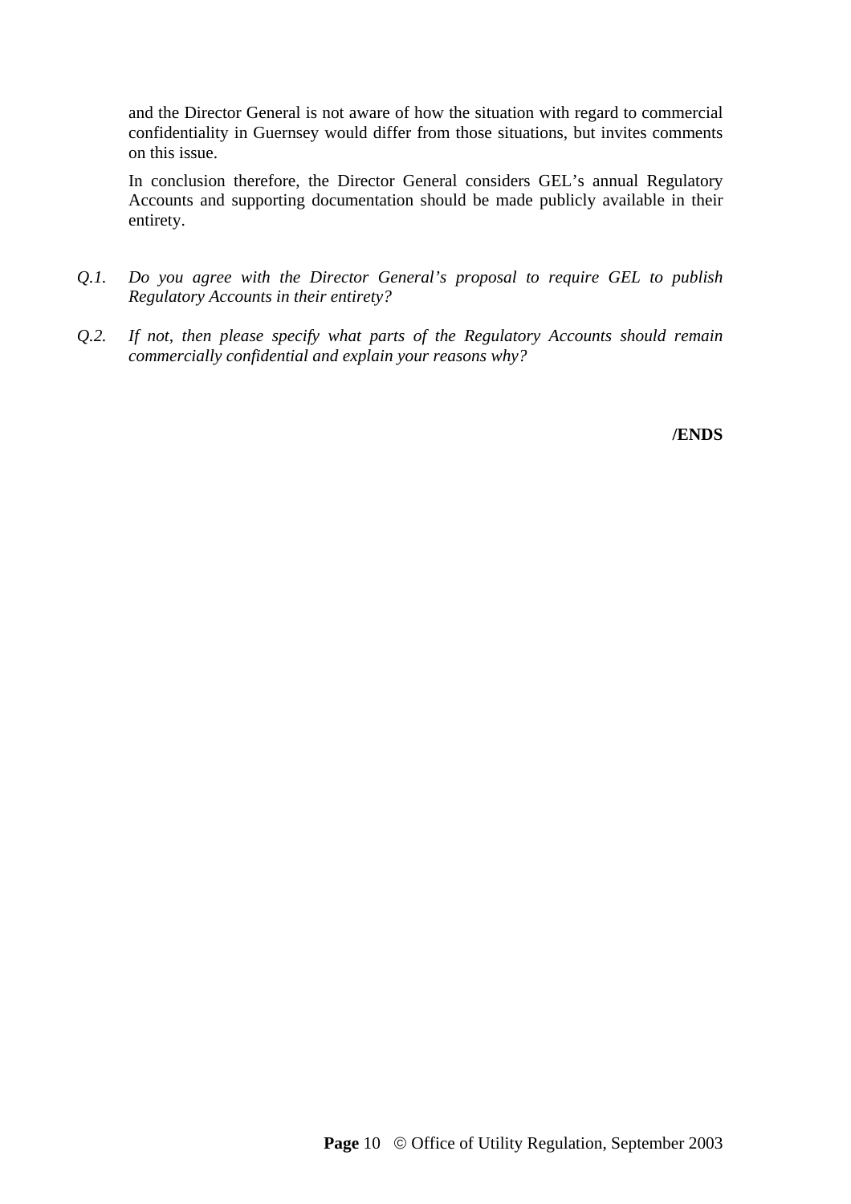and the Director General is not aware of how the situation with regard to commercial confidentiality in Guernsey would differ from those situations, but invites comments on this issue.

In conclusion therefore, the Director General considers GEL's annual Regulatory Accounts and supporting documentation should be made publicly available in their entirety.

*Q.1. Do you agree with the Director General's proposal to require GEL to publish Regulatory Accounts in their entirety?*

*Q.2. If not, then please specify what parts of the Regulatory Accounts should remain commercially confidential and explain your reasons why?*

**/ENDS**